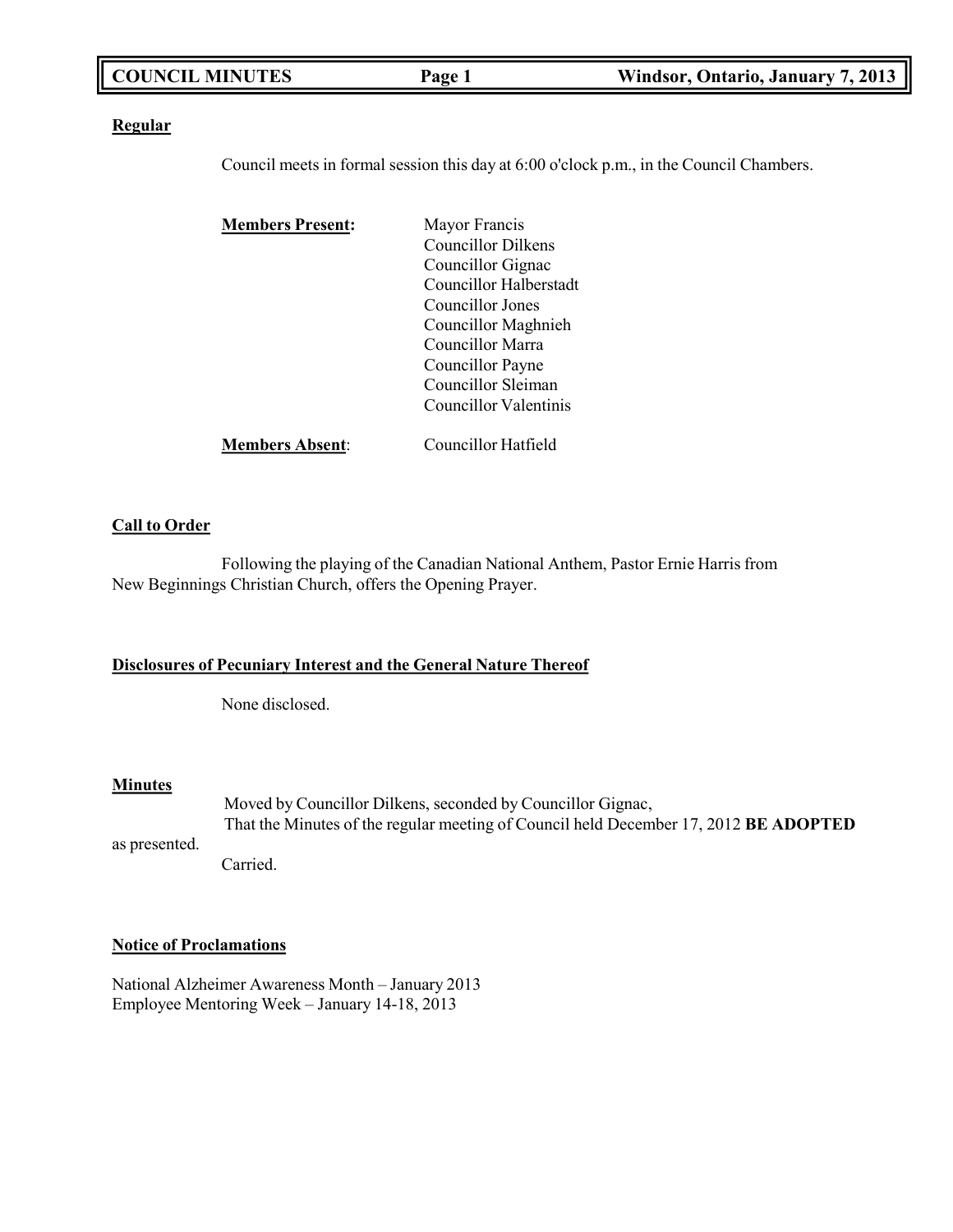**Regular**

Council meets in formal session this day at 6:00 o'clock p.m., in the Council Chambers.

**Members Present:**

Mayor Francis
Councillor Dilkens
Councillor Gignac
Councillor Halberstadt
Councillor Jones
Councillor Maghnieh
Councillor Marra
Councillor Payne
Councillor Sleiman
Councillor Valentinis

**Members Absent**: Councillor Hatfield

**Call to Order**

Following the playing of the Canadian National Anthem, Pastor Ernie Harris from New Beginnings Christian Church, offers the Opening Prayer.

**Disclosures of Pecuniary Interest and the General Nature Thereof**

None disclosed.

**Minutes**

Moved by Councillor Dilkens, seconded by Councillor Gignac,
That the Minutes of the regular meeting of Council held December 17, 2012 **BE ADOPTED** as presented.
Carried.

**Notice of Proclamations**

National Alzheimer Awareness Month – January 2013
Employee Mentoring Week – January 14-18, 2013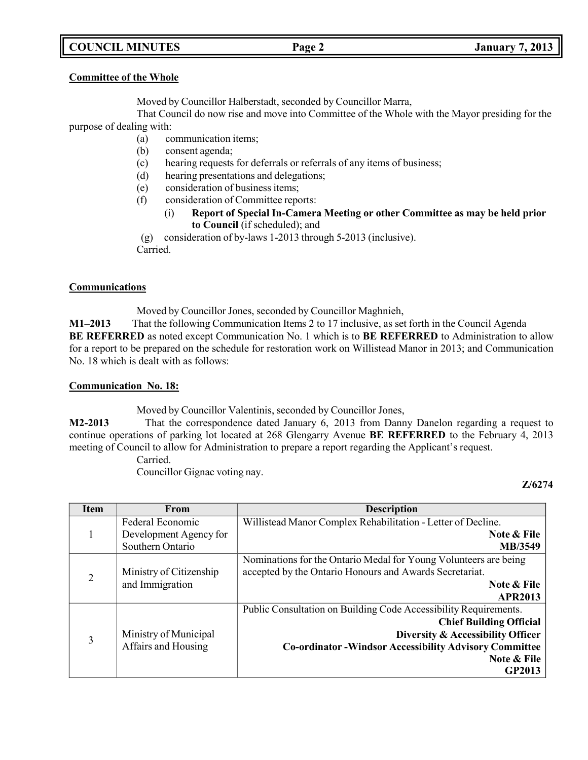**Committee of the Whole**

Moved by Councillor Halberstadt, seconded by Councillor Marra,

That Council do now rise and move into Committee of the Whole with the Mayor presiding for the purpose of dealing with:

(a) communication items;
(b) consent agenda;
(c) hearing requests for deferrals or referrals of any items of business;
(d) hearing presentations and delegations;
(e) consideration of business items;
(f) consideration of Committee reports:
   (i) **Report of Special In-Camera Meeting or other Committee as may be held prior to Council** (if scheduled); and
(g) consideration of by-laws 1-2013 through 5-2013 (inclusive).

Carried.

**Communications**

Moved by Councillor Jones, seconded by Councillor Maghnieh,

**M1–2013** That the following Communication Items 2 to 17 inclusive, as set forth in the Council Agenda **BE REFERRED** as noted except Communication No. 1 which is to **BE REFERRED** to Administration to allow for a report to be prepared on the schedule for restoration work on Willistead Manor in 2013; and Communication No. 18 which is dealt with as follows:

**Communication No. 18:**

Moved by Councillor Valentinis, seconded by Councillor Jones,

**M2-2013** That the correspondence dated January 6, 2013 from Danny Danelon regarding a request to continue operations of parking lot located at 268 Glengarry Avenue **BE REFERRED** to the February 4, 2013 meeting of Council to allow for Administration to prepare a report regarding the Applicant's request.

Carried.

Councillor Gignac voting nay.

**Z/6274**

| Item | From | Description |
|---|---|---|
| 1 | Federal Economic Development Agency for Southern Ontario | Willistead Manor Complex Rehabilitation - Letter of Decline. **Note & File** **MB/3549** |
| 2 | Ministry of Citizenship and Immigration | Nominations for the Ontario Medal for Young Volunteers are being accepted by the Ontario Honours and Awards Secretariat. **Note & File** **APR2013** |
| 3 | Ministry of Municipal Affairs and Housing | Public Consultation on Building Code Accessibility Requirements. **Chief Building Official** **Diversity & Accessibility Officer** **Co-ordinator -Windsor Accessibility Advisory Committee** **Note & File** **GP2013** |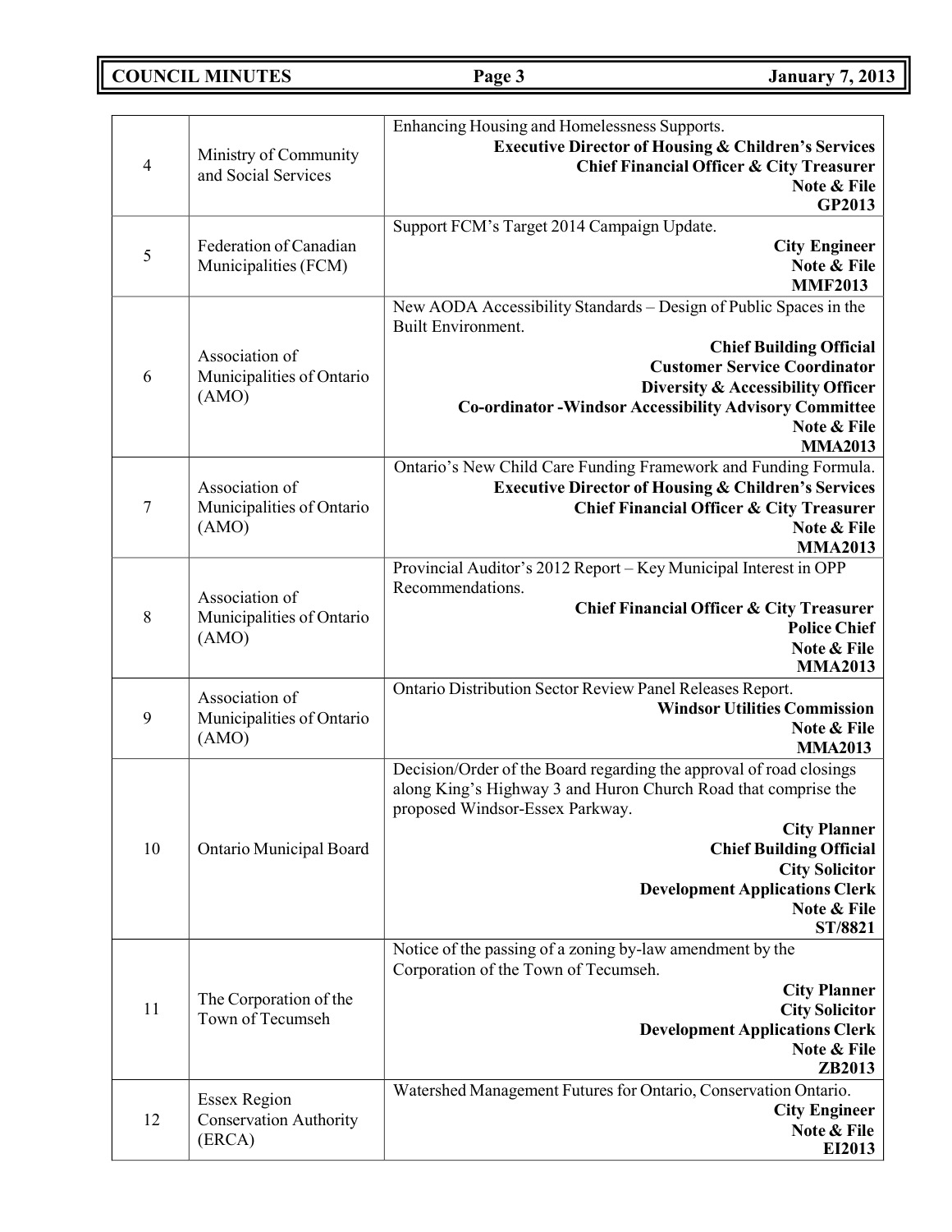| | | |
|---|---|---|
| 4 | Ministry of Community and Social Services | Enhancing Housing and Homelessness Supports.<br>**Executive Director of Housing & Children's Services**<br>**Chief Financial Officer & City Treasurer**<br>**Note & File**<br>**GP2013** |
| 5 | Federation of Canadian Municipalities (FCM) | Support FCM's Target 2014 Campaign Update.<br>**City Engineer**<br>**Note & File**<br>**MMF2013** |
| 6 | Association of Municipalities of Ontario (AMO) | New AODA Accessibility Standards – Design of Public Spaces in the Built Environment.<br>**Chief Building Official**<br>**Customer Service Coordinator**<br>**Diversity & Accessibility Officer**<br>**Co-ordinator -Windsor Accessibility Advisory Committee**<br>**Note & File**<br>**MMA2013** |
| 7 | Association of Municipalities of Ontario (AMO) | Ontario's New Child Care Funding Framework and Funding Formula.<br>**Executive Director of Housing & Children's Services**<br>**Chief Financial Officer & City Treasurer**<br>**Note & File**<br>**MMA2013** |
| 8 | Association of Municipalities of Ontario (AMO) | Provincial Auditor's 2012 Report – Key Municipal Interest in OPP Recommendations.<br>**Chief Financial Officer & City Treasurer**<br>**Police Chief**<br>**Note & File**<br>**MMA2013** |
| 9 | Association of Municipalities of Ontario (AMO) | Ontario Distribution Sector Review Panel Releases Report.<br>**Windsor Utilities Commission**<br>**Note & File**<br>**MMA2013** |
| 10 | Ontario Municipal Board | Decision/Order of the Board regarding the approval of road closings along King's Highway 3 and Huron Church Road that comprise the proposed Windsor-Essex Parkway.<br>**City Planner**<br>**Chief Building Official**<br>**City Solicitor**<br>**Development Applications Clerk**<br>**Note & File**<br>**ST/8821** |
| 11 | The Corporation of the Town of Tecumseh | Notice of the passing of a zoning by-law amendment by the Corporation of the Town of Tecumseh.<br>**City Planner**<br>**City Solicitor**<br>**Development Applications Clerk**<br>**Note & File**<br>**ZB2013** |
| 12 | Essex Region Conservation Authority (ERCA) | Watershed Management Futures for Ontario, Conservation Ontario.<br>**City Engineer**<br>**Note & File**<br>**EI2013** |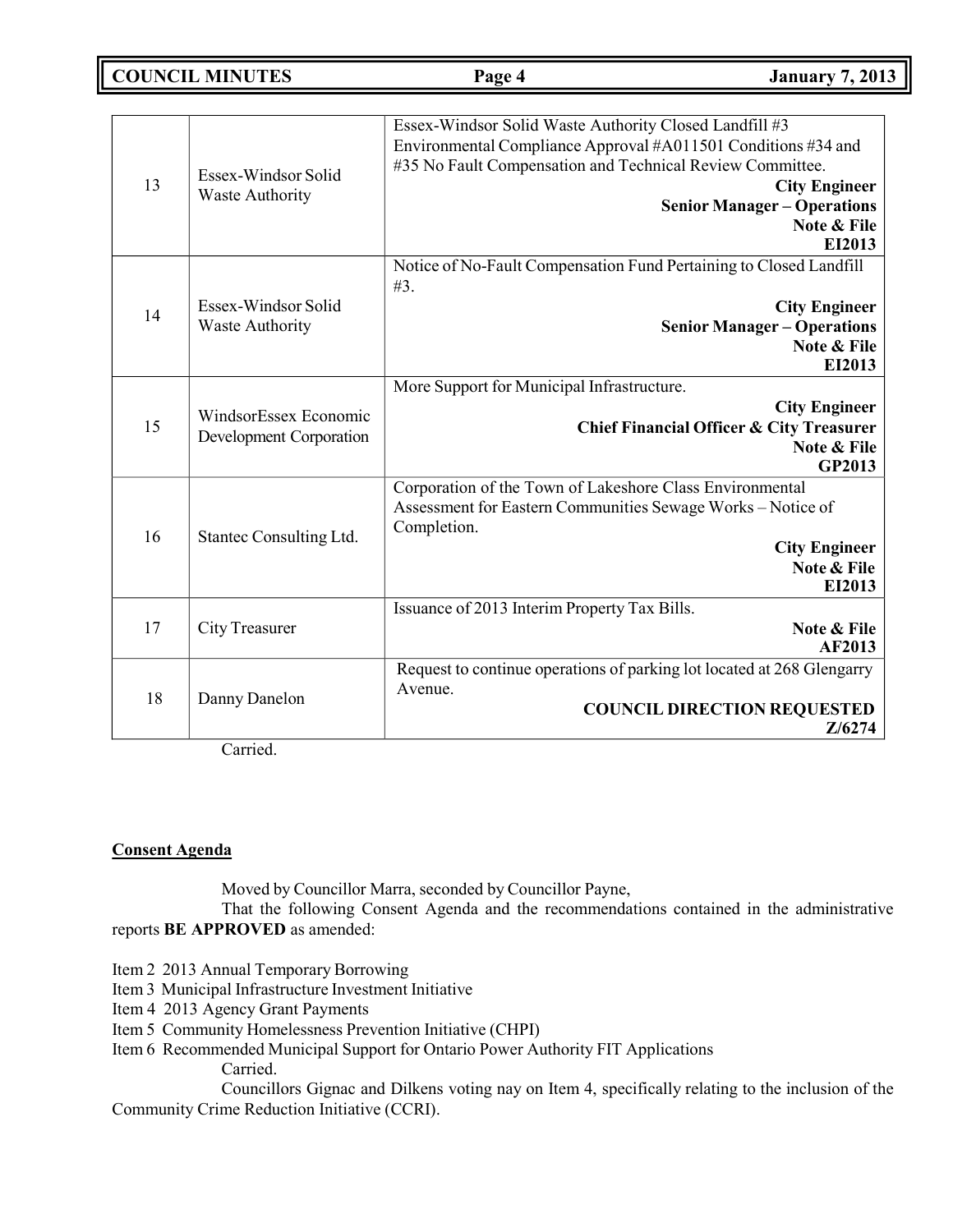| | | |
|---|---|---|
| 13 | Essex-Windsor Solid Waste Authority | Essex-Windsor Solid Waste Authority Closed Landfill #3 Environmental Compliance Approval #A011501 Conditions #34 and #35 No Fault Compensation and Technical Review Committee. **City Engineer** **Senior Manager – Operations** **Note & File** **EI2013** |
| 14 | Essex-Windsor Solid Waste Authority | Notice of No-Fault Compensation Fund Pertaining to Closed Landfill #3. **City Engineer** **Senior Manager – Operations** **Note & File** **EI2013** |
| 15 | WindsorEssex Economic Development Corporation | More Support for Municipal Infrastructure. **City Engineer** **Chief Financial Officer & City Treasurer** **Note & File** **GP2013** |
| 16 | Stantec Consulting Ltd. | Corporation of the Town of Lakeshore Class Environmental Assessment for Eastern Communities Sewage Works – Notice of Completion. **City Engineer** **Note & File** **EI2013** |
| 17 | City Treasurer | Issuance of 2013 Interim Property Tax Bills. **Note & File** **AF2013** |
| 18 | Danny Danelon | Request to continue operations of parking lot located at 268 Glengarry Avenue. **COUNCIL DIRECTION REQUESTED** **Z/6274** |

Carried.

## Consent Agenda

Moved by Councillor Marra, seconded by Councillor Payne,

That the following Consent Agenda and the recommendations contained in the administrative reports **BE APPROVED** as amended:

Item 2 2013 Annual Temporary Borrowing
Item 3 Municipal Infrastructure Investment Initiative
Item 4 2013 Agency Grant Payments
Item 5 Community Homelessness Prevention Initiative (CHPI)
Item 6 Recommended Municipal Support for Ontario Power Authority FIT Applications

Carried.

Councillors Gignac and Dilkens voting nay on Item 4, specifically relating to the inclusion of the Community Crime Reduction Initiative (CCRI).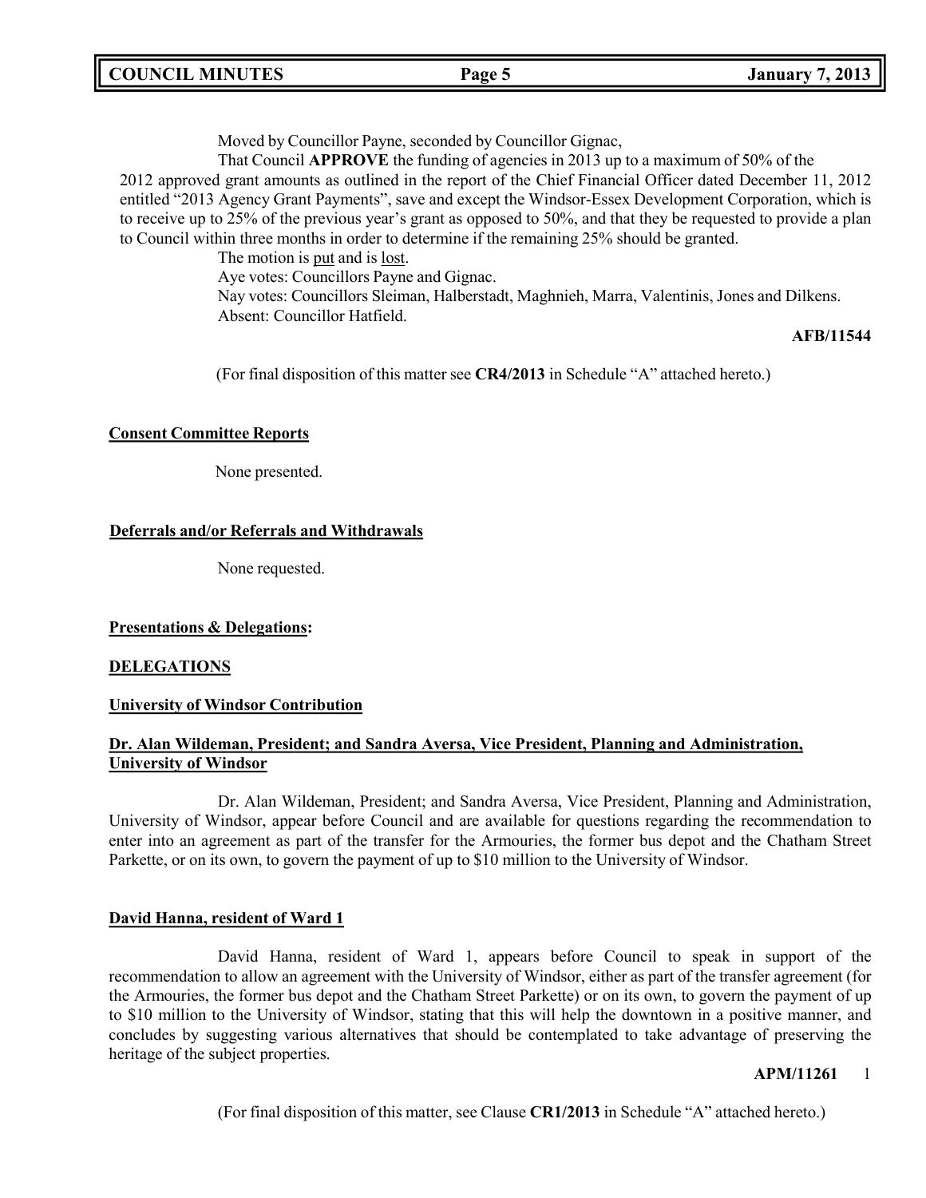Moved by Councillor Payne, seconded by Councillor Gignac,

That Council **APPROVE** the funding of agencies in 2013 up to a maximum of 50% of the 2012 approved grant amounts as outlined in the report of the Chief Financial Officer dated December 11, 2012 entitled "2013 Agency Grant Payments", save and except the Windsor-Essex Development Corporation, which is to receive up to 25% of the previous year's grant as opposed to 50%, and that they be requested to provide a plan to Council within three months in order to determine if the remaining 25% should be granted.

The motion is put and is lost.

Aye votes: Councillors Payne and Gignac.

Nay votes: Councillors Sleiman, Halberstadt, Maghnieh, Marra, Valentinis, Jones and Dilkens.

Absent: Councillor Hatfield.

**AFB/11544**

(For final disposition of this matter see **CR4/2013** in Schedule "A" attached hereto.)

**Consent Committee Reports**

None presented.

**Deferrals and/or Referrals and Withdrawals**

None requested.

**Presentations & Delegations:**

**DELEGATIONS**

**University of Windsor Contribution**

**Dr. Alan Wildeman, President; and Sandra Aversa, Vice President, Planning and Administration, University of Windsor**

Dr. Alan Wildeman, President; and Sandra Aversa, Vice President, Planning and Administration, University of Windsor, appear before Council and are available for questions regarding the recommendation to enter into an agreement as part of the transfer for the Armouries, the former bus depot and the Chatham Street Parkette, or on its own, to govern the payment of up to $10 million to the University of Windsor.

**David Hanna, resident of Ward 1**

David Hanna, resident of Ward 1, appears before Council to speak in support of the recommendation to allow an agreement with the University of Windsor, either as part of the transfer agreement (for the Armouries, the former bus depot and the Chatham Street Parkette) or on its own, to govern the payment of up to $10 million to the University of Windsor, stating that this will help the downtown in a positive manner, and concludes by suggesting various alternatives that should be contemplated to take advantage of preserving the heritage of the subject properties.

**APM/11261** 1

(For final disposition of this matter, see Clause **CR1/2013** in Schedule "A" attached hereto.)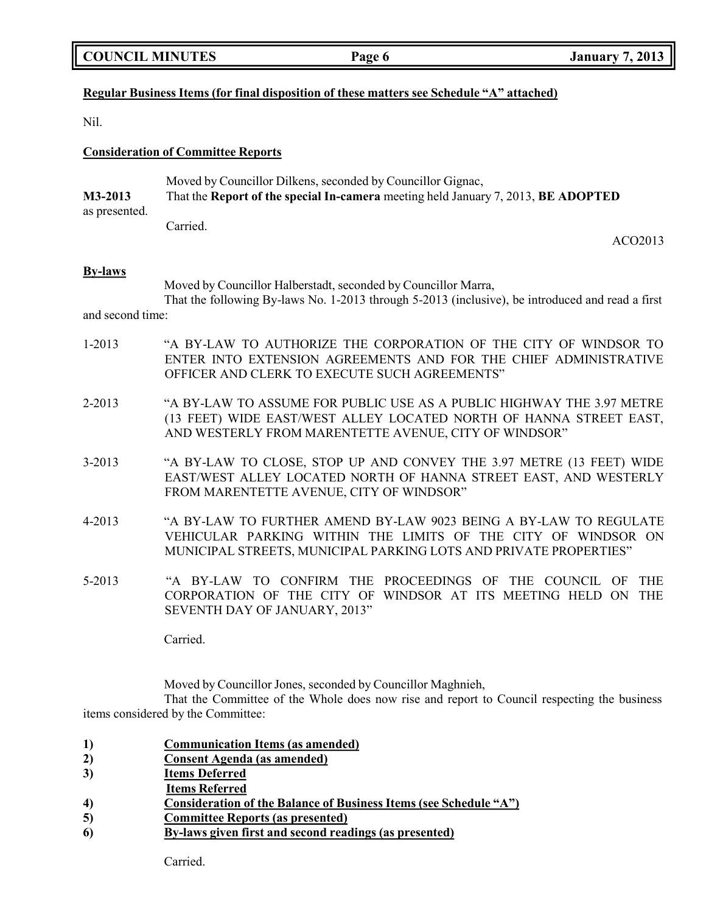**Regular Business Items (for final disposition of these matters see Schedule "A" attached)**

Nil.

**Consideration of Committee Reports**

Moved by Councillor Dilkens, seconded by Councillor Gignac,

**M3-2013** That the **Report of the special In-camera** meeting held January 7, 2013, **BE ADOPTED** as presented.

Carried.

ACO2013

**By-laws**

Moved by Councillor Halberstadt, seconded by Councillor Marra,

That the following By-laws No. 1-2013 through 5-2013 (inclusive), be introduced and read a first and second time:

1-2013 "A BY-LAW TO AUTHORIZE THE CORPORATION OF THE CITY OF WINDSOR TO ENTER INTO EXTENSION AGREEMENTS AND FOR THE CHIEF ADMINISTRATIVE OFFICER AND CLERK TO EXECUTE SUCH AGREEMENTS"

2-2013 "A BY-LAW TO ASSUME FOR PUBLIC USE AS A PUBLIC HIGHWAY THE 3.97 METRE (13 FEET) WIDE EAST/WEST ALLEY LOCATED NORTH OF HANNA STREET EAST, AND WESTERLY FROM MARENTETTE AVENUE, CITY OF WINDSOR"

3-2013 "A BY-LAW TO CLOSE, STOP UP AND CONVEY THE 3.97 METRE (13 FEET) WIDE EAST/WEST ALLEY LOCATED NORTH OF HANNA STREET EAST, AND WESTERLY FROM MARENTETTE AVENUE, CITY OF WINDSOR"

4-2013 "A BY-LAW TO FURTHER AMEND BY-LAW 9023 BEING A BY-LAW TO REGULATE VEHICULAR PARKING WITHIN THE LIMITS OF THE CITY OF WINDSOR ON MUNICIPAL STREETS, MUNICIPAL PARKING LOTS AND PRIVATE PROPERTIES"

5-2013 "A BY-LAW TO CONFIRM THE PROCEEDINGS OF THE COUNCIL OF THE CORPORATION OF THE CITY OF WINDSOR AT ITS MEETING HELD ON THE SEVENTH DAY OF JANUARY, 2013"

Carried.

Moved by Councillor Jones, seconded by Councillor Maghnieh,

That the Committee of the Whole does now rise and report to Council respecting the business items considered by the Committee:

**1) Communication Items (as amended)**
**2) Consent Agenda (as amended)**
**3) Items Deferred**
**Items Referred**
**4) Consideration of the Balance of Business Items (see Schedule "A")**
**5) Committee Reports (as presented)**
**6) By-laws given first and second readings (as presented)**

Carried.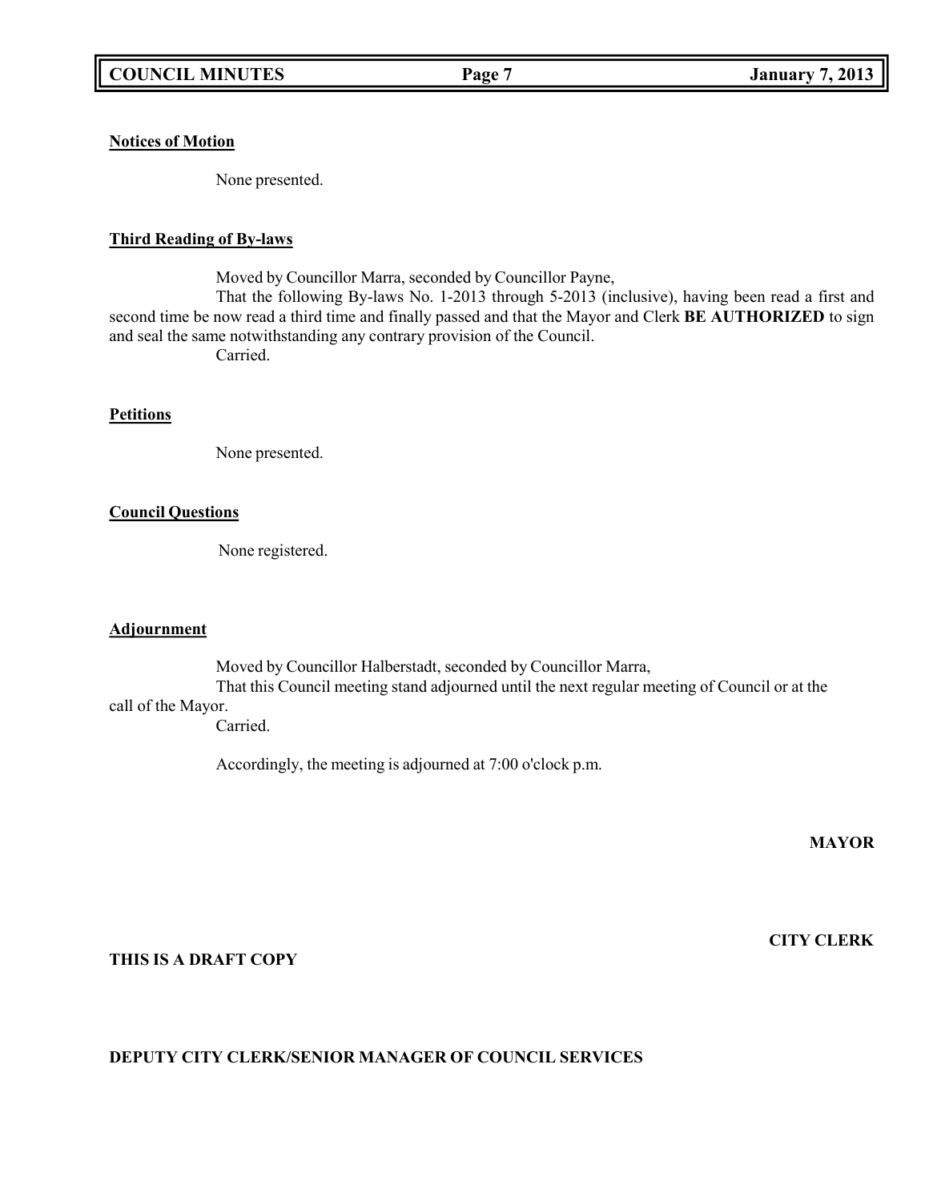**Notices of Motion**

None presented.

**Third Reading of By-laws**

Moved by Councillor Marra, seconded by Councillor Payne,

That the following By-laws No. 1-2013 through 5-2013 (inclusive), having been read a first and second time be now read a third time and finally passed and that the Mayor and Clerk **BE AUTHORIZED** to sign and seal the same notwithstanding any contrary provision of the Council.

Carried.

**Petitions**

None presented.

**Council Questions**

None registered.

**Adjournment**

Moved by Councillor Halberstadt, seconded by Councillor Marra,

That this Council meeting stand adjourned until the next regular meeting of Council or at the call of the Mayor.

Carried.

Accordingly, the meeting is adjourned at 7:00 o'clock p.m.

**MAYOR**

**CITY CLERK**

**THIS IS A DRAFT COPY**

**DEPUTY CITY CLERK/SENIOR MANAGER OF COUNCIL SERVICES**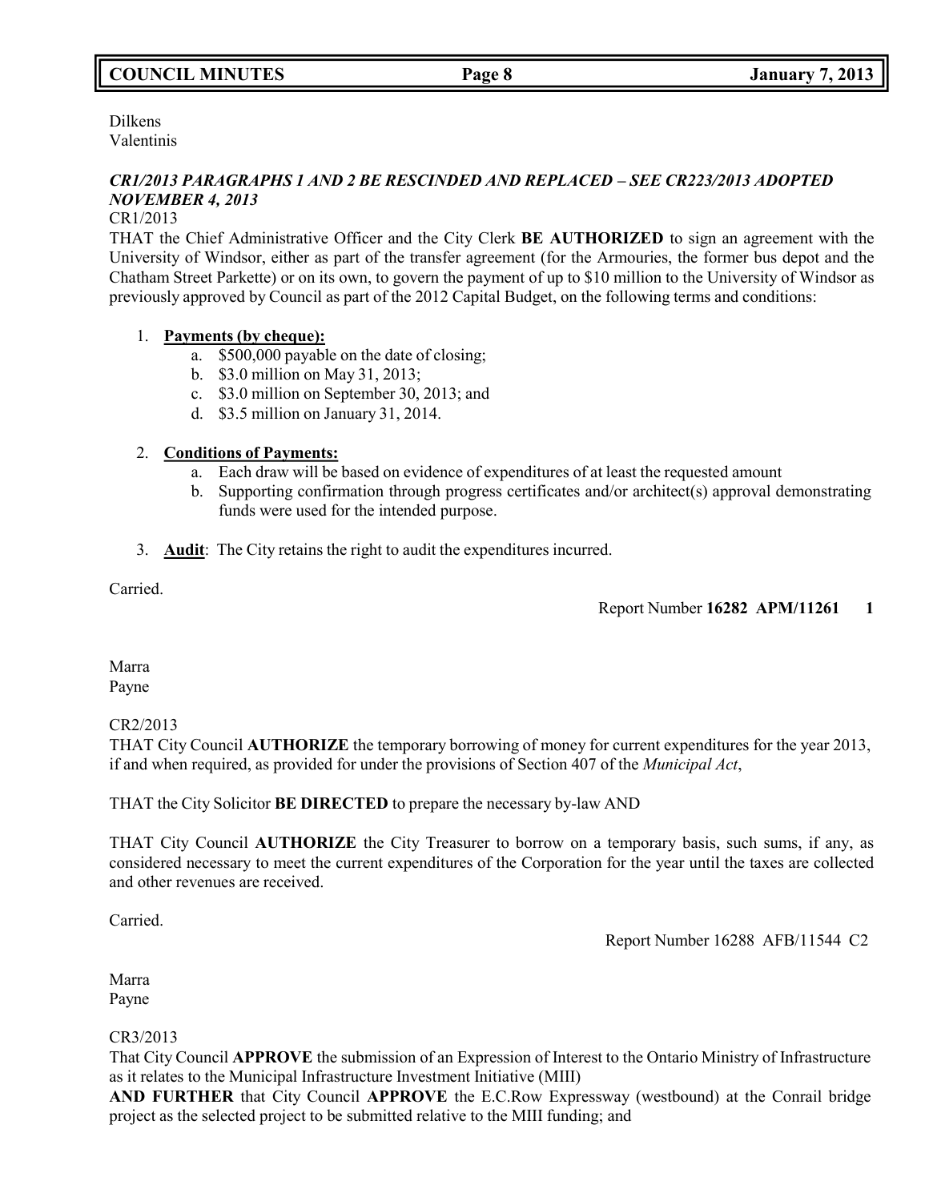Dilkens
Valentinis

***CR1/2013 PARAGRAPHS 1 AND 2 BE RESCINDED AND REPLACED – SEE CR223/2013 ADOPTED NOVEMBER 4, 2013***

CR1/2013

THAT the Chief Administrative Officer and the City Clerk **BE AUTHORIZED** to sign an agreement with the University of Windsor, either as part of the transfer agreement (for the Armouries, the former bus depot and the Chatham Street Parkette) or on its own, to govern the payment of up to $10 million to the University of Windsor as previously approved by Council as part of the 2012 Capital Budget, on the following terms and conditions:

1. **Payments (by cheque):**
    a. $500,000 payable on the date of closing;
    b. $3.0 million on May 31, 2013;
    c. $3.0 million on September 30, 2013; and
    d. $3.5 million on January 31, 2014.

2. **Conditions of Payments:**
    a. Each draw will be based on evidence of expenditures of at least the requested amount
    b. Supporting confirmation through progress certificates and/or architect(s) approval demonstrating funds were used for the intended purpose.

3. **Audit**: The City retains the right to audit the expenditures incurred.

Carried.

Report Number **16282 APM/11261 1**

Marra
Payne

CR2/2013

THAT City Council **AUTHORIZE** the temporary borrowing of money for current expenditures for the year 2013, if and when required, as provided for under the provisions of Section 407 of the *Municipal Act*,

THAT the City Solicitor **BE DIRECTED** to prepare the necessary by-law AND

THAT City Council **AUTHORIZE** the City Treasurer to borrow on a temporary basis, such sums, if any, as considered necessary to meet the current expenditures of the Corporation for the year until the taxes are collected and other revenues are received.

Carried.

Report Number 16288 AFB/11544 C2

Marra
Payne

CR3/2013

That City Council **APPROVE** the submission of an Expression of Interest to the Ontario Ministry of Infrastructure as it relates to the Municipal Infrastructure Investment Initiative (MIII)

**AND FURTHER** that City Council **APPROVE** the E.C.Row Expressway (westbound) at the Conrail bridge project as the selected project to be submitted relative to the MIII funding; and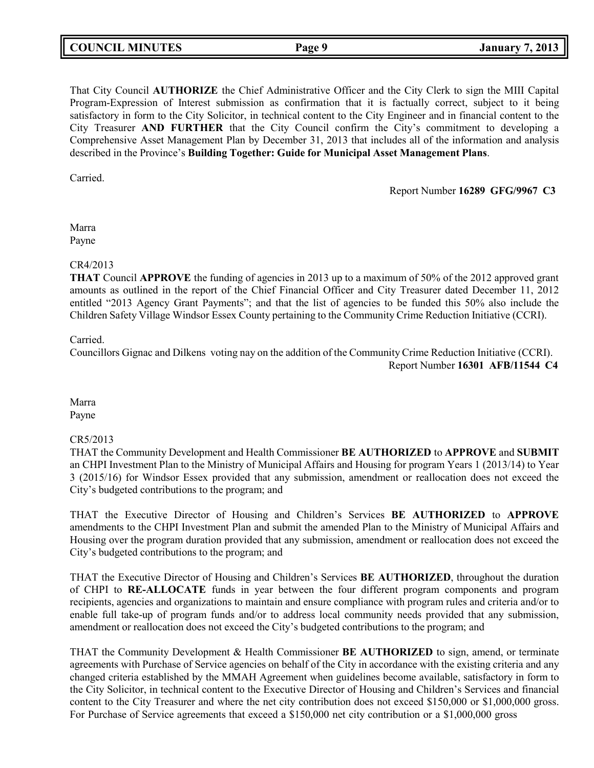That City Council **AUTHORIZE** the Chief Administrative Officer and the City Clerk to sign the MIII Capital Program-Expression of Interest submission as confirmation that it is factually correct, subject to it being satisfactory in form to the City Solicitor, in technical content to the City Engineer and in financial content to the City Treasurer **AND FURTHER** that the City Council confirm the City's commitment to developing a Comprehensive Asset Management Plan by December 31, 2013 that includes all of the information and analysis described in the Province's **Building Together: Guide for Municipal Asset Management Plans**.

Carried.

Report Number **16289 GFG/9967 C3**

Marra
Payne

CR4/2013
**THAT** Council **APPROVE** the funding of agencies in 2013 up to a maximum of 50% of the 2012 approved grant amounts as outlined in the report of the Chief Financial Officer and City Treasurer dated December 11, 2012 entitled "2013 Agency Grant Payments"; and that the list of agencies to be funded this 50% also include the Children Safety Village Windsor Essex County pertaining to the Community Crime Reduction Initiative (CCRI).

Carried.
Councillors Gignac and Dilkens voting nay on the addition of the Community Crime Reduction Initiative (CCRI).

Report Number **16301 AFB/11544 C4**

Marra
Payne

CR5/2013
THAT the Community Development and Health Commissioner **BE AUTHORIZED** to **APPROVE** and **SUBMIT** an CHPI Investment Plan to the Ministry of Municipal Affairs and Housing for program Years 1 (2013/14) to Year 3 (2015/16) for Windsor Essex provided that any submission, amendment or reallocation does not exceed the City's budgeted contributions to the program; and

THAT the Executive Director of Housing and Children's Services **BE AUTHORIZED** to **APPROVE** amendments to the CHPI Investment Plan and submit the amended Plan to the Ministry of Municipal Affairs and Housing over the program duration provided that any submission, amendment or reallocation does not exceed the City's budgeted contributions to the program; and

THAT the Executive Director of Housing and Children's Services **BE AUTHORIZED**, throughout the duration of CHPI to **RE-ALLOCATE** funds in year between the four different program components and program recipients, agencies and organizations to maintain and ensure compliance with program rules and criteria and/or to enable full take-up of program funds and/or to address local community needs provided that any submission, amendment or reallocation does not exceed the City's budgeted contributions to the program; and

THAT the Community Development & Health Commissioner **BE AUTHORIZED** to sign, amend, or terminate agreements with Purchase of Service agencies on behalf of the City in accordance with the existing criteria and any changed criteria established by the MMAH Agreement when guidelines become available, satisfactory in form to the City Solicitor, in technical content to the Executive Director of Housing and Children's Services and financial content to the City Treasurer and where the net city contribution does not exceed $150,000 or $1,000,000 gross. For Purchase of Service agreements that exceed a $150,000 net city contribution or a $1,000,000 gross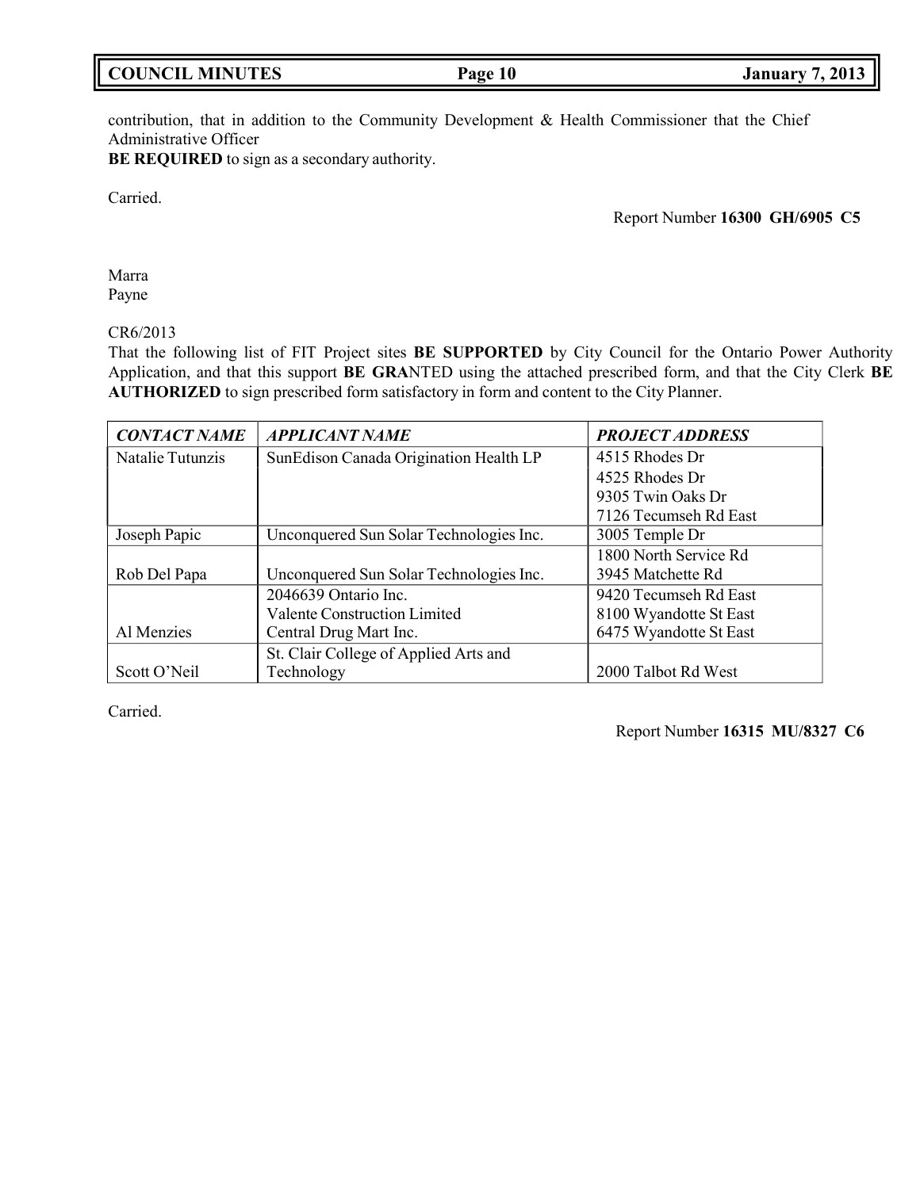contribution, that in addition to the Community Development & Health Commissioner that the Chief Administrative Officer
**BE REQUIRED** to sign as a secondary authority.

Carried.

Report Number **16300 GH/6905 C5**

Marra
Payne

CR6/2013
That the following list of FIT Project sites **BE SUPPORTED** by City Council for the Ontario Power Authority Application, and that this support **BE GRA**NTED using the attached prescribed form, and that the City Clerk **BE AUTHORIZED** to sign prescribed form satisfactory in form and content to the City Planner.

| *CONTACT NAME* | *APPLICANT NAME* | *PROJECT ADDRESS* |
|---|---|---|
| Natalie Tutunzis | SunEdison Canada Origination Health LP | 4515 Rhodes Dr<br>4525 Rhodes Dr<br>9305 Twin Oaks Dr<br>7126 Tecumseh Rd East |
| Joseph Papic | Unconquered Sun Solar Technologies Inc. | 3005 Temple Dr |
| Rob Del Papa | Unconquered Sun Solar Technologies Inc. | 1800 North Service Rd<br>3945 Matchette Rd |
| Al Menzies | 2046639 Ontario Inc.<br>Valente Construction Limited<br>Central Drug Mart Inc. | 9420 Tecumseh Rd East<br>8100 Wyandotte St East<br>6475 Wyandotte St East |
| Scott O'Neil | St. Clair College of Applied Arts and Technology | 2000 Talbot Rd West |

Carried.

Report Number **16315 MU/8327 C6**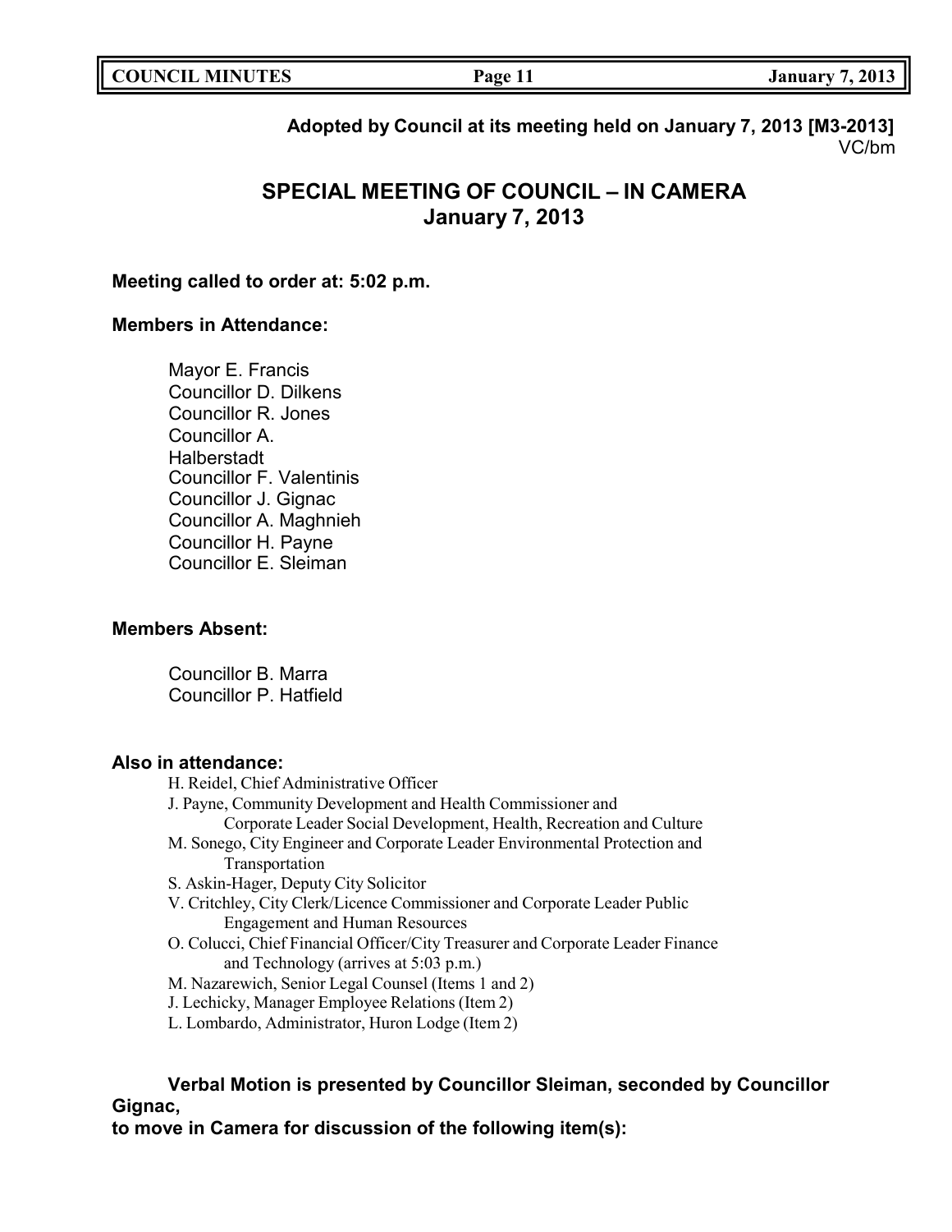**Adopted by Council at its meeting held on January 7, 2013 [M3-2013]**
VC/bm

## SPECIAL MEETING OF COUNCIL – IN CAMERA
## January 7, 2013

**Meeting called to order at: 5:02 p.m.**

**Members in Attendance:**

Mayor E. Francis
Councillor D. Dilkens
Councillor R. Jones
Councillor A. Halberstadt
Councillor F. Valentinis
Councillor J. Gignac
Councillor A. Maghnieh
Councillor H. Payne
Councillor E. Sleiman

**Members Absent:**

Councillor B. Marra
Councillor P. Hatfield

**Also in attendance:**

H. Reidel, Chief Administrative Officer
J. Payne, Community Development and Health Commissioner and Corporate Leader Social Development, Health, Recreation and Culture
M. Sonego, City Engineer and Corporate Leader Environmental Protection and Transportation
S. Askin-Hager, Deputy City Solicitor
V. Critchley, City Clerk/Licence Commissioner and Corporate Leader Public Engagement and Human Resources
O. Colucci, Chief Financial Officer/City Treasurer and Corporate Leader Finance and Technology (arrives at 5:03 p.m.)
M. Nazarewich, Senior Legal Counsel (Items 1 and 2)
J. Lechicky, Manager Employee Relations (Item 2)
L. Lombardo, Administrator, Huron Lodge (Item 2)

**Verbal Motion is presented by Councillor Sleiman, seconded by Councillor Gignac, to move in Camera for discussion of the following item(s):**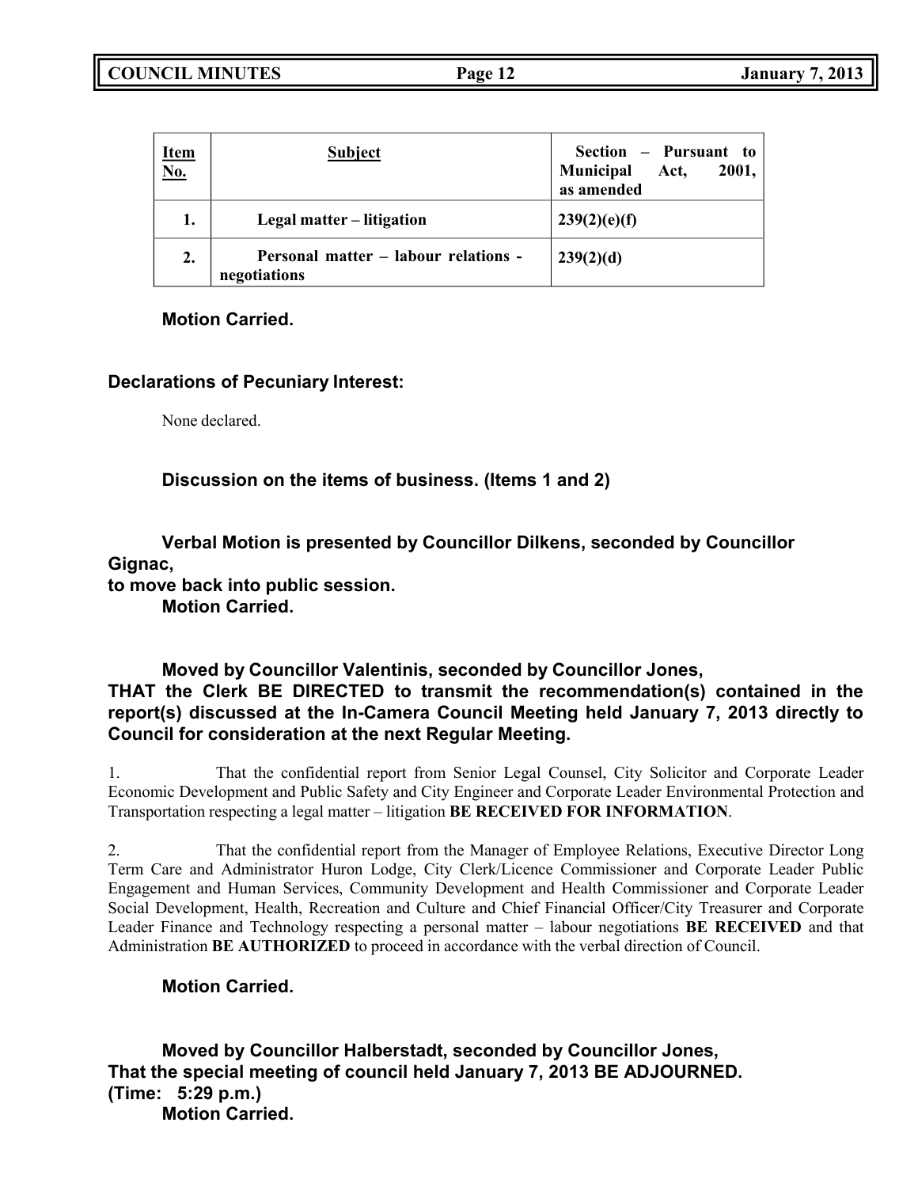| Item No. | Subject | Section – Pursuant to Municipal Act, 2001, as amended |
|---|---|---|
| 1. | Legal matter – litigation | 239(2)(e)(f) |
| 2. | Personal matter – labour relations - negotiations | 239(2)(d) |

**Motion Carried.**

**Declarations of Pecuniary Interest:**

None declared.

**Discussion on the items of business. (Items 1 and 2)**

**Verbal Motion is presented by Councillor Dilkens, seconded by Councillor Gignac, to move back into public session.**
**Motion Carried.**

**Moved by Councillor Valentinis, seconded by Councillor Jones,**
**THAT the Clerk BE DIRECTED to transmit the recommendation(s) contained in the report(s) discussed at the In-Camera Council Meeting held January 7, 2013 directly to Council for consideration at the next Regular Meeting.**

1. That the confidential report from Senior Legal Counsel, City Solicitor and Corporate Leader Economic Development and Public Safety and City Engineer and Corporate Leader Environmental Protection and Transportation respecting a legal matter – litigation **BE RECEIVED FOR INFORMATION**.

2. That the confidential report from the Manager of Employee Relations, Executive Director Long Term Care and Administrator Huron Lodge, City Clerk/Licence Commissioner and Corporate Leader Public Engagement and Human Services, Community Development and Health Commissioner and Corporate Leader Social Development, Health, Recreation and Culture and Chief Financial Officer/City Treasurer and Corporate Leader Finance and Technology respecting a personal matter – labour negotiations **BE RECEIVED** and that Administration **BE AUTHORIZED** to proceed in accordance with the verbal direction of Council.

**Motion Carried.**

**Moved by Councillor Halberstadt, seconded by Councillor Jones,**
**That the special meeting of council held January 7, 2013 BE ADJOURNED.**
**(Time: 5:29 p.m.)**
**Motion Carried.**